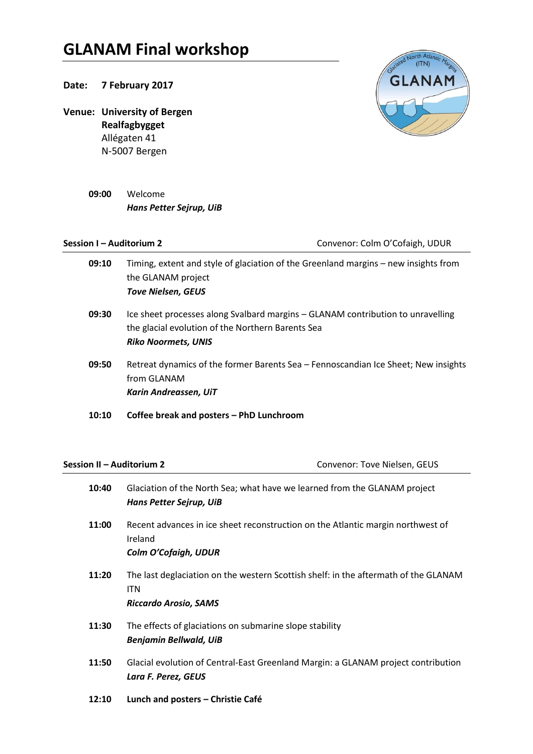# GLANAM Final workshop

**Date: 7 February 2017**

**Venue: University of Bergen**
**Realfagbygget**
Allégaten 41
N-5007 Bergen

**09:00** Welcome
***Hans Petter Sejrup, UiB***

**Session I – Auditorium 2** Convenor: Colm O'Cofaigh, UDUR

**09:10** Timing, extent and style of glaciation of the Greenland margins – new insights from the GLANAM project
***Tove Nielsen, GEUS***

**09:30** Ice sheet processes along Svalbard margins – GLANAM contribution to unravelling the glacial evolution of the Northern Barents Sea
***Riko Noormets, UNIS***

**09:50** Retreat dynamics of the former Barents Sea – Fennoscandian Ice Sheet; New insights from GLANAM
***Karin Andreassen, UiT***

**10:10** **Coffee break and posters – PhD Lunchroom**

**Session II – Auditorium 2** Convenor: Tove Nielsen, GEUS

**10:40** Glaciation of the North Sea; what have we learned from the GLANAM project
***Hans Petter Sejrup, UiB***

**11:00** Recent advances in ice sheet reconstruction on the Atlantic margin northwest of Ireland
***Colm O'Cofaigh, UDUR***

**11:20** The last deglaciation on the western Scottish shelf: in the aftermath of the GLANAM ITN
***Riccardo Arosio, SAMS***

**11:30** The effects of glaciations on submarine slope stability
***Benjamin Bellwald, UiB***

**11:50** Glacial evolution of Central-East Greenland Margin: a GLANAM project contribution
***Lara F. Perez, GEUS***

**12:10** **Lunch and posters – Christie Café**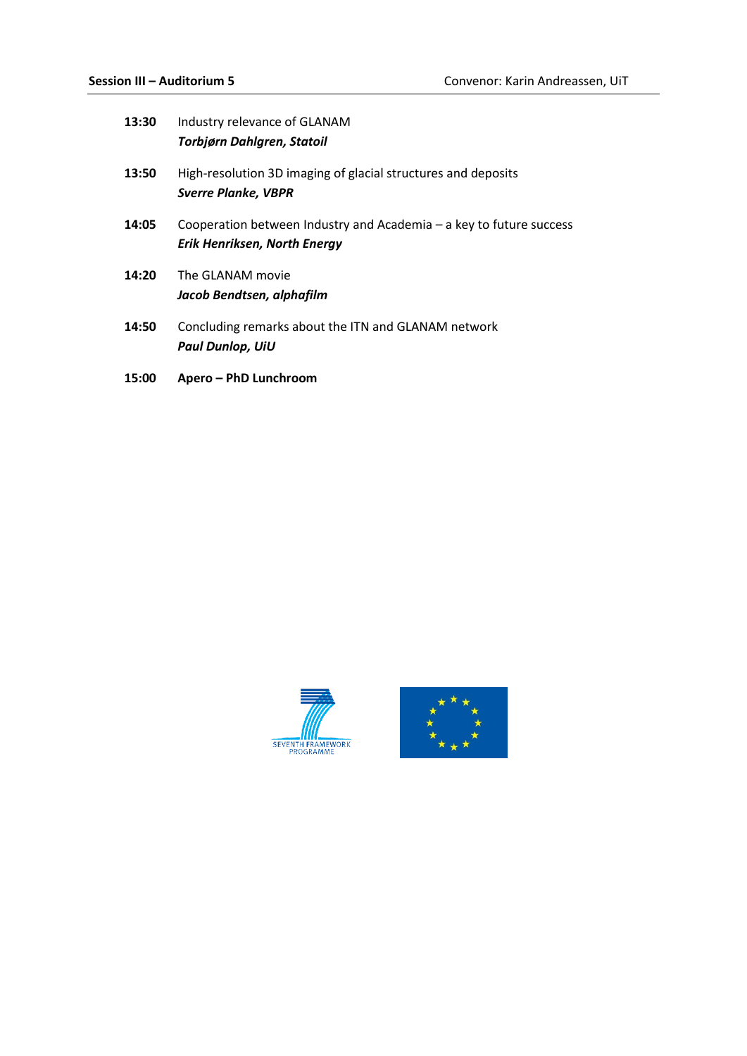**Session III – Auditorium 5** Convenor: Karin Andreassen, UiT

**13:30** Industry relevance of GLANAM
***Torbjørn Dahlgren, Statoil***

**13:50** High-resolution 3D imaging of glacial structures and deposits
***Sverre Planke, VBPR***

**14:05** Cooperation between Industry and Academia – a key to future success
***Erik Henriksen, North Energy***

**14:20** The GLANAM movie
***Jacob Bendtsen, alphafilm***

**14:50** Concluding remarks about the ITN and GLANAM network
***Paul Dunlop, UiU***

**15:00** **Apero – PhD Lunchroom**

SEVENTH FRAMEWORK PROGRAMME